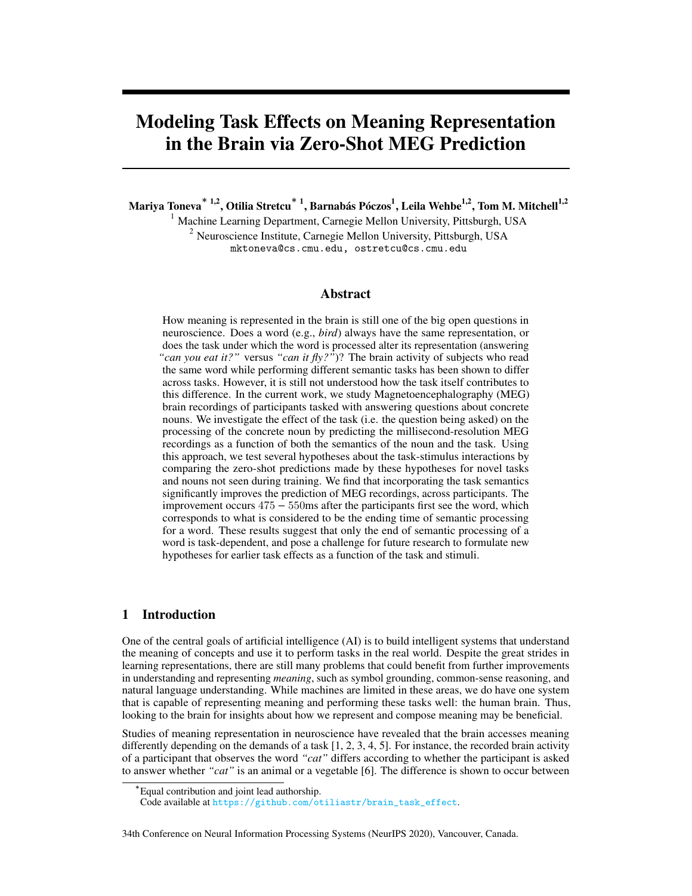# Modeling Task Effects on Meaning Representation in the Brain via Zero-Shot MEG Prediction

**Mariya Toneva*[1,2], Otilia Stretcu*[1], Barnabás Póczos[1], Leila Wehbe[1,2], Tom M. Mitchell[1,2]**

[1] Machine Learning Department, Carnegie Mellon University, Pittsburgh, USA

[2] Neuroscience Institute, Carnegie Mellon University, Pittsburgh, USA

mktoneva@cs.cmu.edu, ostretcu@cs.cmu.edu

## Abstract

How meaning is represented in the brain is still one of the big open questions in neuroscience. Does a word (e.g., *bird*) always have the same representation, or does the task under which the word is processed alter its representation (answering *"can you eat it?"* versus *"can it fly?"*)? The brain activity of subjects who read the same word while performing different semantic tasks has been shown to differ across tasks. However, it is still not understood how the task itself contributes to this difference. In the current work, we study Magnetoencephalography (MEG) brain recordings of participants tasked with answering questions about concrete nouns. We investigate the effect of the task (i.e. the question being asked) on the processing of the concrete noun by predicting the millisecond-resolution MEG recordings as a function of both the semantics of the noun and the task. Using this approach, we test several hypotheses about the task-stimulus interactions by comparing the zero-shot predictions made by these hypotheses for novel tasks and nouns not seen during training. We find that incorporating the task semantics significantly improves the prediction of MEG recordings, across participants. The improvement occurs $475 - 550$ms after the participants first see the word, which corresponds to what is considered to be the ending time of semantic processing for a word. These results suggest that only the end of semantic processing of a word is task-dependent, and pose a challenge for future research to formulate new hypotheses for earlier task effects as a function of the task and stimuli.

## 1 Introduction

One of the central goals of artificial intelligence (AI) is to build intelligent systems that understand the meaning of concepts and use it to perform tasks in the real world. Despite the great strides in learning representations, there are still many problems that could benefit from further improvements in understanding and representing *meaning*, such as symbol grounding, common-sense reasoning, and natural language understanding. While machines are limited in these areas, we do have one system that is capable of representing meaning and performing these tasks well: the human brain. Thus, looking to the brain for insights about how we represent and compose meaning may be beneficial.

Studies of meaning representation in neuroscience have revealed that the brain accesses meaning differently depending on the demands of a task [1, 2, 3, 4, 5]. For instance, the recorded brain activity of a participant that observes the word *"cat"* differs according to whether the participant is asked to answer whether *"cat"* is an animal or a vegetable [6]. The difference is shown to occur between

*Equal contribution and joint lead authorship.
Code available at https://github.com/otiliastr/brain_task_effect.

34th Conference on Neural Information Processing Systems (NeurIPS 2020), Vancouver, Canada.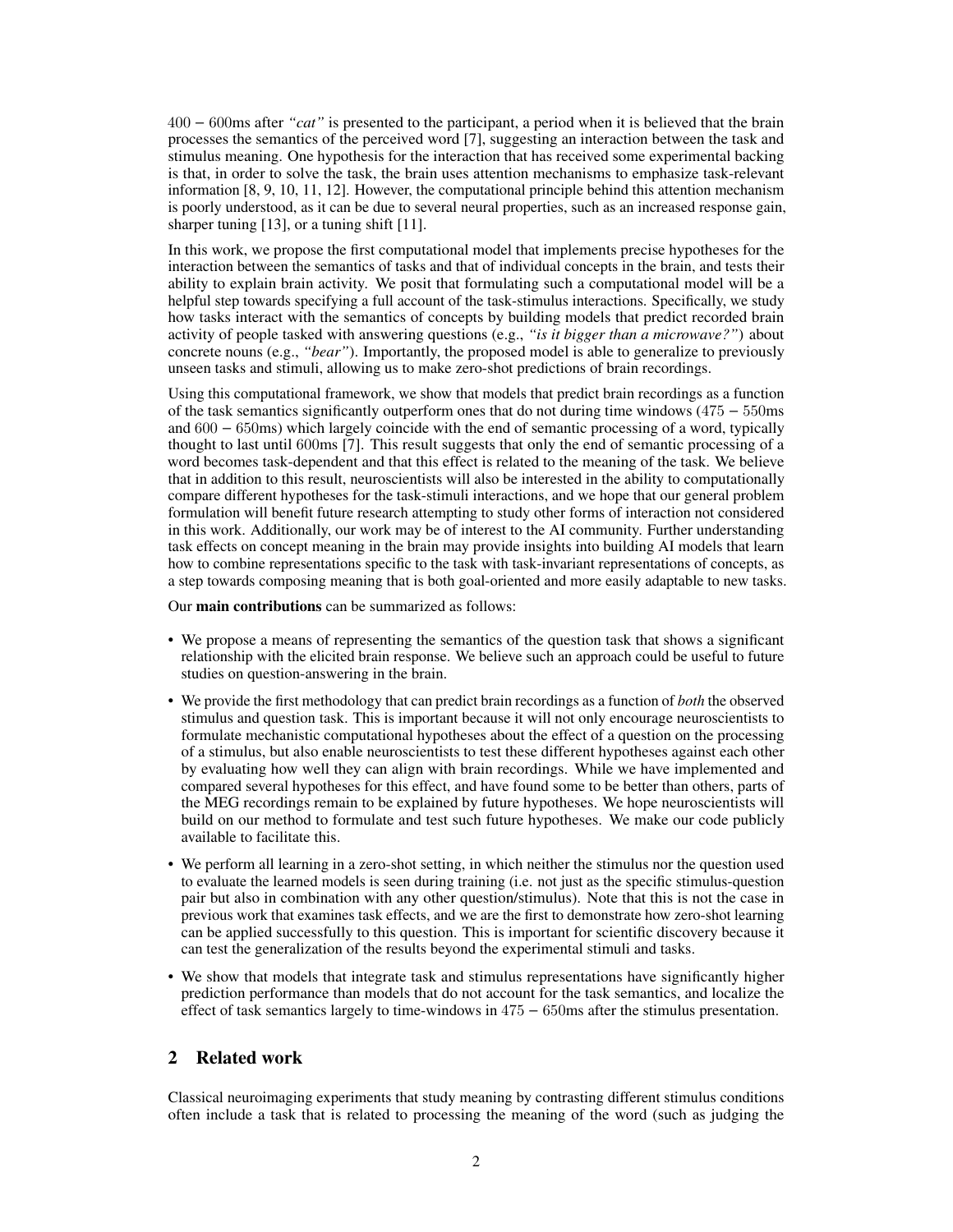$400-600$ms after *"cat"* is presented to the participant, a period when it is believed that the brain processes the semantics of the perceived word [7], suggesting an interaction between the task and stimulus meaning. One hypothesis for the interaction that has received some experimental backing is that, in order to solve the task, the brain uses attention mechanisms to emphasize task-relevant information [8, 9, 10, 11, 12]. However, the computational principle behind this attention mechanism is poorly understood, as it can be due to several neural properties, such as an increased response gain, sharper tuning [13], or a tuning shift [11].

In this work, we propose the first computational model that implements precise hypotheses for the interaction between the semantics of tasks and that of individual concepts in the brain, and tests their ability to explain brain activity. We posit that formulating such a computational model will be a helpful step towards specifying a full account of the task-stimulus interactions. Specifically, we study how tasks interact with the semantics of concepts by building models that predict recorded brain activity of people tasked with answering questions (e.g., *"is it bigger than a microwave?"*) about concrete nouns (e.g., *"bear"*). Importantly, the proposed model is able to generalize to previously unseen tasks and stimuli, allowing us to make zero-shot predictions of brain recordings.

Using this computational framework, we show that models that predict brain recordings as a function of the task semantics significantly outperform ones that do not during time windows ($475-550$ms and $600-650$ms) which largely coincide with the end of semantic processing of a word, typically thought to last until $600$ms [7]. This result suggests that only the end of semantic processing of a word becomes task-dependent and that this effect is related to the meaning of the task. We believe that in addition to this result, neuroscientists will also be interested in the ability to computationally compare different hypotheses for the task-stimuli interactions, and we hope that our general problem formulation will benefit future research attempting to study other forms of interaction not considered in this work. Additionally, our work may be of interest to the AI community. Further understanding task effects on concept meaning in the brain may provide insights into building AI models that learn how to combine representations specific to the task with task-invariant representations of concepts, as a step towards composing meaning that is both goal-oriented and more easily adaptable to new tasks.

Our **main contributions** can be summarized as follows:

- We propose a means of representing the semantics of the question task that shows a significant relationship with the elicited brain response. We believe such an approach could be useful to future studies on question-answering in the brain.
- We provide the first methodology that can predict brain recordings as a function of *both* the observed stimulus and question task. This is important because it will not only encourage neuroscientists to formulate mechanistic computational hypotheses about the effect of a question on the processing of a stimulus, but also enable neuroscientists to test these different hypotheses against each other by evaluating how well they can align with brain recordings. While we have implemented and compared several hypotheses for this effect, and have found some to be better than others, parts of the MEG recordings remain to be explained by future hypotheses. We hope neuroscientists will build on our method to formulate and test such future hypotheses. We make our code publicly available to facilitate this.
- We perform all learning in a zero-shot setting, in which neither the stimulus nor the question used to evaluate the learned models is seen during training (i.e. not just as the specific stimulus-question pair but also in combination with any other question/stimulus). Note that this is not the case in previous work that examines task effects, and we are the first to demonstrate how zero-shot learning can be applied successfully to this question. This is important for scientific discovery because it can test the generalization of the results beyond the experimental stimuli and tasks.
- We show that models that integrate task and stimulus representations have significantly higher prediction performance than models that do not account for the task semantics, and localize the effect of task semantics largely to time-windows in $475-650$ms after the stimulus presentation.

## 2 Related work

Classical neuroimaging experiments that study meaning by contrasting different stimulus conditions often include a task that is related to processing the meaning of the word (such as judging the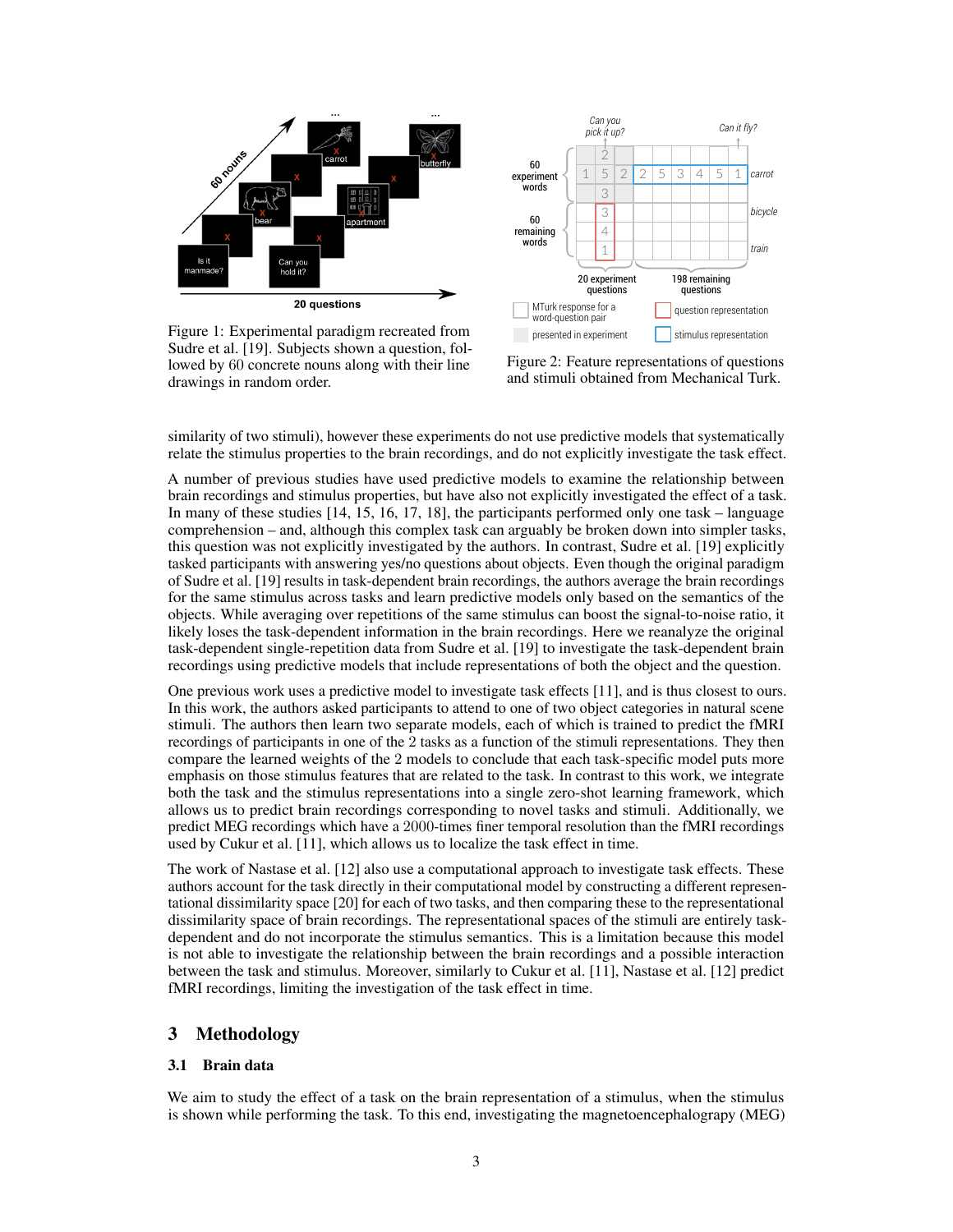Figure 1: Experimental paradigm recreated from Sudre et al. [19]. Subjects shown a question, followed by 60 concrete nouns along with their line drawings in random order.

Figure 2: Feature representations of questions and stimuli obtained from Mechanical Turk.

similarity of two stimuli), however these experiments do not use predictive models that systematically relate the stimulus properties to the brain recordings, and do not explicitly investigate the task effect.

A number of previous studies have used predictive models to examine the relationship between brain recordings and stimulus properties, but have also not explicitly investigated the effect of a task. In many of these studies [14, 15, 16, 17, 18], the participants performed only one task – language comprehension – and, although this complex task can arguably be broken down into simpler tasks, this question was not explicitly investigated by the authors. In contrast, Sudre et al. [19] explicitly tasked participants with answering yes/no questions about objects. Even though the original paradigm of Sudre et al. [19] results in task-dependent brain recordings, the authors average the brain recordings for the same stimulus across tasks and learn predictive models only based on the semantics of the objects. While averaging over repetitions of the same stimulus can boost the signal-to-noise ratio, it likely loses the task-dependent information in the brain recordings. Here we reanalyze the original task-dependent single-repetition data from Sudre et al. [19] to investigate the task-dependent brain recordings using predictive models that include representations of both the object and the question.

One previous work uses a predictive model to investigate task effects [11], and is thus closest to ours. In this work, the authors asked participants to attend to one of two object categories in natural scene stimuli. The authors then learn two separate models, each of which is trained to predict the fMRI recordings of participants in one of the 2 tasks as a function of the stimuli representations. They then compare the learned weights of the 2 models to conclude that each task-specific model puts more emphasis on those stimulus features that are related to the task. In contrast to this work, we integrate both the task and the stimulus representations into a single zero-shot learning framework, which allows us to predict brain recordings corresponding to novel tasks and stimuli. Additionally, we predict MEG recordings which have a 2000-times finer temporal resolution than the fMRI recordings used by Cukur et al. [11], which allows us to localize the task effect in time.

The work of Nastase et al. [12] also use a computational approach to investigate task effects. These authors account for the task directly in their computational model by constructing a different representational dissimilarity space [20] for each of two tasks, and then comparing these to the representational dissimilarity space of brain recordings. The representational spaces of the stimuli are entirely task-dependent and do not incorporate the stimulus semantics. This is a limitation because this model is not able to investigate the relationship between the brain recordings and a possible interaction between the task and stimulus. Moreover, similarly to Cukur et al. [11], Nastase et al. [12] predict fMRI recordings, limiting the investigation of the task effect in time.

## 3 Methodology

### 3.1 Brain data

We aim to study the effect of a task on the brain representation of a stimulus, when the stimulus is shown while performing the task. To this end, investigating the magnetoencephalograpy (MEG)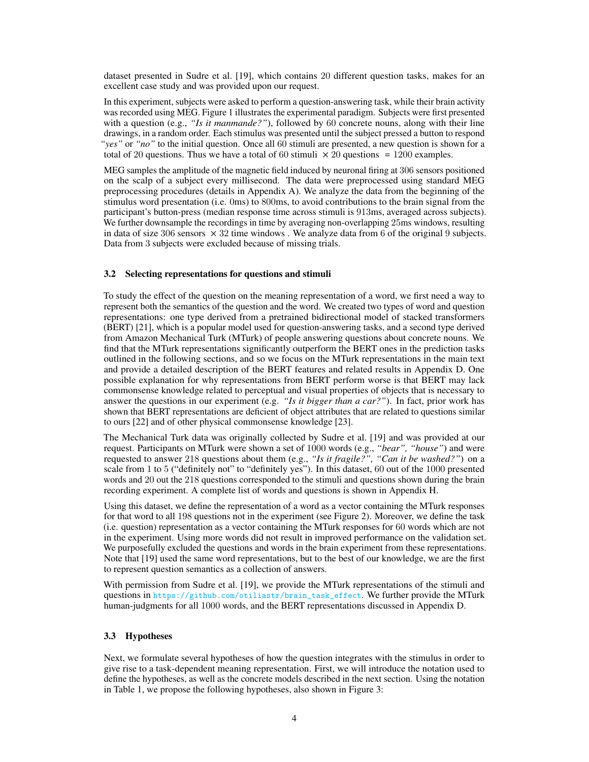dataset presented in Sudre et al. [19], which contains 20 different question tasks, makes for an excellent case study and was provided upon our request.

In this experiment, subjects were asked to perform a question-answering task, while their brain activity was recorded using MEG. Figure 1 illustrates the experimental paradigm. Subjects were first presented with a question (e.g., *"Is it manmande?"*), followed by 60 concrete nouns, along with their line drawings, in a random order. Each stimulus was presented until the subject pressed a button to respond *"yes"* or *"no"* to the initial question. Once all 60 stimuli are presented, a new question is shown for a total of 20 questions. Thus we have a total of 60 stimuli $\times$ 20 questions $= 1200$ examples.

MEG samples the amplitude of the magnetic field induced by neuronal firing at 306 sensors positioned on the scalp of a subject every millisecond. The data were preprocessed using standard MEG preprocessing procedures (details in Appendix A). We analyze the data from the beginning of the stimulus word presentation (i.e. 0ms) to 800ms, to avoid contributions to the brain signal from the participant's button-press (median response time across stimuli is 913ms, averaged across subjects). We further downsample the recordings in time by averaging non-overlapping 25ms windows, resulting in data of size 306 sensors $\times$ 32 time windows . We analyze data from 6 of the original 9 subjects. Data from 3 subjects were excluded because of missing trials.

### 3.2 Selecting representations for questions and stimuli

To study the effect of the question on the meaning representation of a word, we first need a way to represent both the semantics of the question and the word. We created two types of word and question representations: one type derived from a pretrained bidirectional model of stacked transformers (BERT) [21], which is a popular model used for question-answering tasks, and a second type derived from Amazon Mechanical Turk (MTurk) of people answering questions about concrete nouns. We find that the MTurk representations significantly outperform the BERT ones in the prediction tasks outlined in the following sections, and so we focus on the MTurk representations in the main text and provide a detailed description of the BERT features and related results in Appendix D. One possible explanation for why representations from BERT perform worse is that BERT may lack commonsense knowledge related to perceptual and visual properties of objects that is necessary to answer the questions in our experiment (e.g. *"Is it bigger than a car?"*). In fact, prior work has shown that BERT representations are deficient of object attributes that are related to questions similar to ours [22] and of other physical commonsense knowledge [23].

The Mechanical Turk data was originally collected by Sudre et al. [19] and was provided at our request. Participants on MTurk were shown a set of 1000 words (e.g., *"bear", "house"*) and were requested to answer 218 questions about them (e.g., *"Is it fragile?", "Can it be washed?"*) on a scale from 1 to 5 ("definitely not" to "definitely yes"). In this dataset, 60 out of the 1000 presented words and 20 out the 218 questions corresponded to the stimuli and questions shown during the brain recording experiment. A complete list of words and questions is shown in Appendix H.

Using this dataset, we define the representation of a word as a vector containing the MTurk responses for that word to all 198 questions not in the experiment (see Figure 2). Moreover, we define the task (i.e. question) representation as a vector containing the MTurk responses for 60 words which are not in the experiment. Using more words did not result in improved performance on the validation set. We purposefully excluded the questions and words in the brain experiment from these representations. Note that [19] used the same word representations, but to the best of our knowledge, we are the first to represent question semantics as a collection of answers.

With permission from Sudre et al. [19], we provide the MTurk representations of the stimuli and questions in https://github.com/otiliastr/brain_task_effect. We further provide the MTurk human-judgments for all 1000 words, and the BERT representations discussed in Appendix D.

### 3.3 Hypotheses

Next, we formulate several hypotheses of how the question integrates with the stimulus in order to give rise to a task-dependent meaning representation. First, we will introduce the notation used to define the hypotheses, as well as the concrete models described in the next section. Using the notation in Table 1, we propose the following hypotheses, also shown in Figure 3: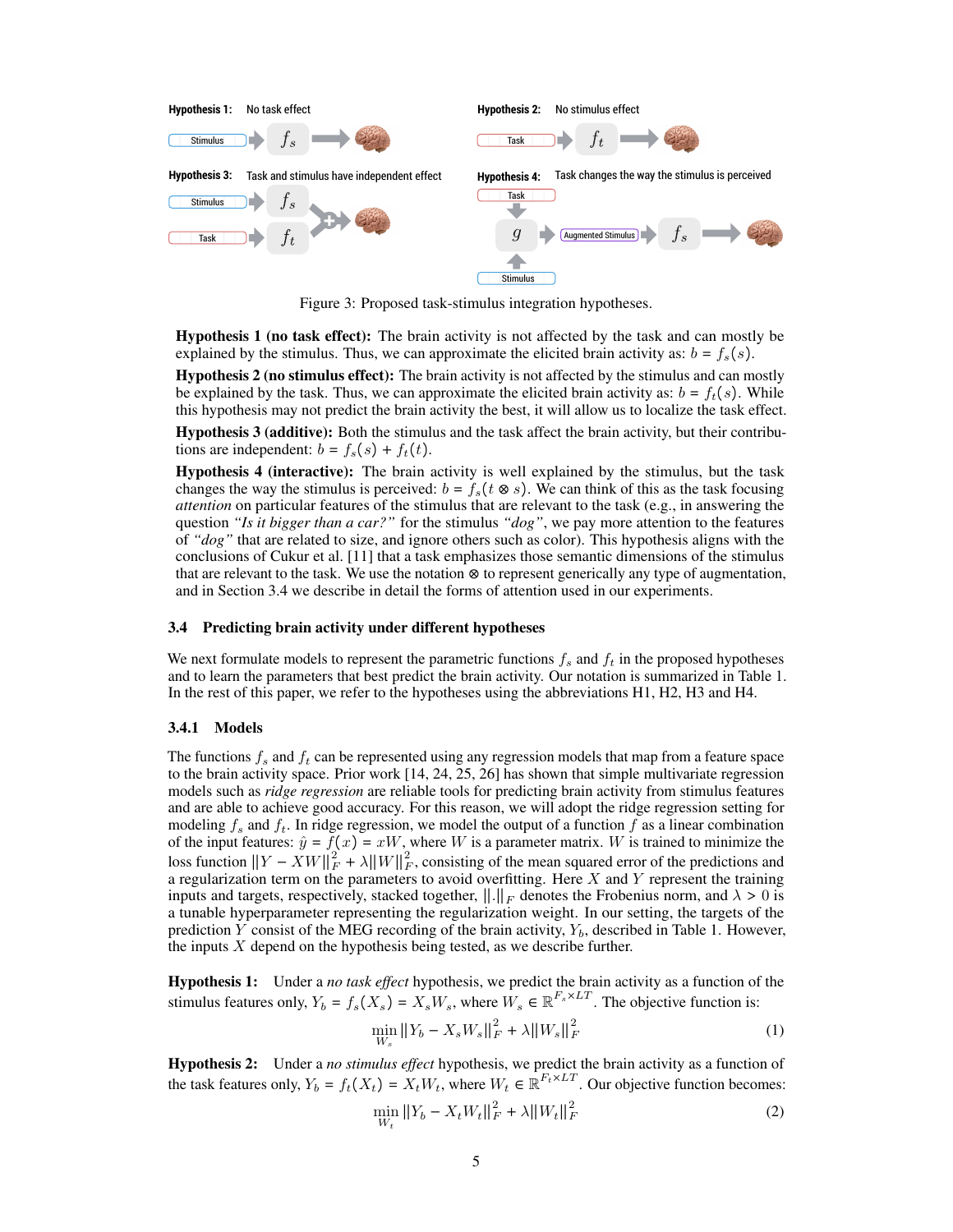Figure 3: Proposed task-stimulus integration hypotheses.

**Hypothesis 1 (no task effect):** The brain activity is not affected by the task and can mostly be explained by the stimulus. Thus, we can approximate the elicited brain activity as: $b = f_s(s)$.

**Hypothesis 2 (no stimulus effect):** The brain activity is not affected by the stimulus and can mostly be explained by the task. Thus, we can approximate the elicited brain activity as: $b = f_t(s)$. While this hypothesis may not predict the brain activity the best, it will allow us to localize the task effect.

**Hypothesis 3 (additive):** Both the stimulus and the task affect the brain activity, but their contributions are independent: $b = f_s(s) + f_t(t)$.

**Hypothesis 4 (interactive):** The brain activity is well explained by the stimulus, but the task changes the way the stimulus is perceived: $b = f_s(t \otimes s)$. We can think of this as the task focusing *attention* on particular features of the stimulus that are relevant to the task (e.g., in answering the question *"Is it bigger than a car?"* for the stimulus *"dog"*, we pay more attention to the features of *"dog"* that are related to size, and ignore others such as color). This hypothesis aligns with the conclusions of Cukur et al. [11] that a task emphasizes those semantic dimensions of the stimulus that are relevant to the task. We use the notation $\otimes$ to represent generically any type of augmentation, and in Section 3.4 we describe in detail the forms of attention used in our experiments.

### 3.4 Predicting brain activity under different hypotheses

We next formulate models to represent the parametric functions $f_s$ and $f_t$ in the proposed hypotheses and to learn the parameters that best predict the brain activity. Our notation is summarized in Table 1. In the rest of this paper, we refer to the hypotheses using the abbreviations H1, H2, H3 and H4.

#### 3.4.1 Models

The functions $f_s$ and $f_t$ can be represented using any regression models that map from a feature space to the brain activity space. Prior work [14, 24, 25, 26] has shown that simple multivariate regression models such as *ridge regression* are reliable tools for predicting brain activity from stimulus features and are able to achieve good accuracy. For this reason, we will adopt the ridge regression setting for modeling $f_s$ and $f_t$. In ridge regression, we model the output of a function $f$ as a linear combination of the input features: $\hat{y} = f(x) = xW$, where $W$ is a parameter matrix. $W$ is trained to minimize the loss function $||Y - XW||_F^2 + \lambda ||W||_F^2$, consisting of the mean squared error of the predictions and a regularization term on the parameters to avoid overfitting. Here $X$ and $Y$ represent the training inputs and targets, respectively, stacked together, $||.||_F$ denotes the Frobenius norm, and $\lambda > 0$ is a tunable hyperparameter representing the regularization weight. In our setting, the targets of the prediction $Y$ consist of the MEG recording of the brain activity, $Y_b$, described in Table 1. However, the inputs $X$ depend on the hypothesis being tested, as we describe further.

**Hypothesis 1:** Under a *no task effect* hypothesis, we predict the brain activity as a function of the stimulus features only, $Y_b = f_s(X_s) = X_s W_s$, where $W_s \in \mathbb{R}^{F_s \times LT}$. The objective function is:

$$\min_{W_s} ||Y_b - X_s W_s||_F^2 + \lambda ||W_s||_F^2 \tag{1}$$

**Hypothesis 2:** Under a *no stimulus effect* hypothesis, we predict the brain activity as a function of the task features only, $Y_b = f_t(X_t) = X_t W_t$, where $W_t \in \mathbb{R}^{F_t \times LT}$. Our objective function becomes:

$$\min_{W_t} ||Y_b - X_t W_t||_F^2 + \lambda ||W_t||_F^2 \tag{2}$$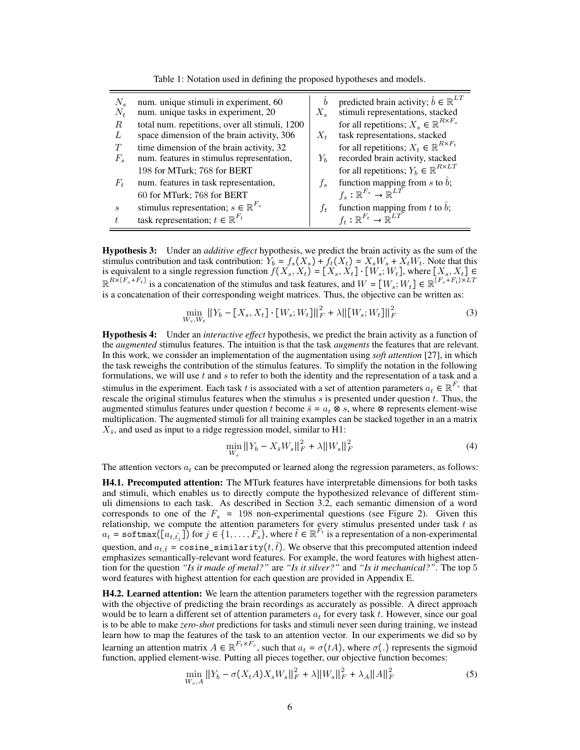Table 1: Notation used in defining the proposed hypotheses and models.

| | | | |
|---|---|---|---|
| $N_s$ | num. unique stimuli in experiment, 60 | $\hat{b}$ | predicted brain activity; $\hat{b} \in \mathbb{R}^{LT}$ |
| $N_t$ | num. unique tasks in experiment, 20 | $X_s$ | stimuli representations, stacked for all repetitions; $X_s \in \mathbb{R}^{R \times F_s}$ |
| $R$ | total num. repetitions, over all stimuli, 1200 | | |
| $L$ | space dimension of the brain activity, 306 | $X_t$ | task representations, stacked for all repetitions; $X_t \in \mathbb{R}^{R \times F_t}$ |
| $T$ | time dimension of the brain activity, 32 | | |
| $F_s$ | num. features in stimulus representation, 198 for MTurk; 768 for BERT | $Y_b$ | recorded brain activity, stacked for all repetitions; $Y_b \in \mathbb{R}^{R \times LT}$ |
| $F_t$ | num. features in task representation, 60 for MTurk; 768 for BERT | $f_s$ | function mapping from $s$ to $\hat{b}$; $f_s : \mathbb{R}^{F_s} \to \mathbb{R}^{LT}$ |
| $s$ | stimulus representation; $s \in \mathbb{R}^{F_s}$ | $f_t$ | function mapping from $t$ to $\hat{b}$; $f_t : \mathbb{R}^{F_t} \to \mathbb{R}^{LT}$ |
| $t$ | task representation; $t \in \mathbb{R}^{F_t}$ | | |

**Hypothesis 3:** Under an *additive effect* hypothesis, we predict the brain activity as the sum of the stimulus contribution and task contribution: $Y_b = f_s(X_s) + f_t(X_t) = X_s W_s + X_t W_t$. Note that this is equivalent to a single regression function $f(X_s, X_t) = [X_s, X_t] \cdot [W_s; W_t]$, where $[X_s, X_t] \in \mathbb{R}^{R \times (F_s + F_t)}$ is a concatenation of the stimulus and task features, and $W = [W_s; W_t] \in \mathbb{R}^{(F_s+F_t) \times LT}$ is a concatenation of their corresponding weight matrices. Thus, the objective can be written as:

$$\min_{W_s, W_t} \|Y_b - [X_s, X_t] \cdot [W_s; W_t]\|_F^2 + \lambda \|[W_s; W_t]\|_F^2 \tag{3}$$

**Hypothesis 4:** Under an *interactive effect* hypothesis, we predict the brain activity as a function of the *augmented* stimulus features. The intuition is that the task *augments* the features that are relevant. In this work, we consider an implementation of the augmentation using *soft attention* [27], in which the task reweighs the contribution of the stimulus features. To simplify the notation in the following formulations, we will use $t$ and $s$ to refer to both the identity and the representation of a task and a stimulus in the experiment. Each task $t$ is associated with a set of attention parameters $a_t \in \mathbb{R}^{F_s}$ that rescale the original stimulus features when the stimulus $s$ is presented under question $t$. Thus, the augmented stimulus features under question $t$ become $\bar{s} = a_t \otimes s$, where $\otimes$ represents element-wise multiplication. The augmented stimuli for all training examples can be stacked together in an a matrix $X_{\bar{s}}$, and used as input to a ridge regression model, similar to H1:

$$\min_{W_s} \|Y_b - X_{\bar{s}} W_s\|_F^2 + \lambda \|W_s\|_F^2 \tag{4}$$

The attention vectors $a_t$ can be precomputed or learned along the regression parameters, as follows:

**H4.1. Precomputed attention:** The MTurk features have interpretable dimensions for both tasks and stimuli, which enables us to directly compute the hypothesized relevance of different stimuli dimensions to each task. As described in Section 3.2, each semantic dimension of a word corresponds to one of the $F_s = 198$ non-experimental questions (see Figure 2). Given this relationship, we compute the attention parameters for every stimulus presented under task $t$ as $a_t = \texttt{softmax}([a_{t,\tilde{t}_j}])$ for $j \in \{1, \ldots, F_s\}$, where $\tilde{t} \in \mathbb{R}^{F_t}$ is a representation of a non-experimental question, and $a_{t,\tilde{t}} = \texttt{cosine\_similarity}(t, \tilde{t})$. We observe that this precomputed attention indeed emphasizes semantically-relevant word features. For example, the word features with highest attention for the question *"Is it made of metal?"* are *"Is it silver?"* and *"Is it mechanical?"*. The top 5 word features with highest attention for each question are provided in Appendix E.

**H4.2. Learned attention:** We learn the attention parameters together with the regression parameters with the objective of predicting the brain recordings as accurately as possible. A direct approach would be to learn a different set of attention parameters $a_t$ for every task $t$. However, since our goal is to be able to make *zero-shot* predictions for tasks and stimuli never seen during training, we instead learn how to map the features of the task to an attention vector. In our experiments we did so by learning an attention matrix $A \in \mathbb{R}^{F_t \times F_s}$, such that $a_t = \sigma(tA)$, where $\sigma(.)$ represents the sigmoid function, applied element-wise. Putting all pieces together, our objective function becomes:

$$\min_{W_s, A} \|Y_b - \sigma(X_t A) X_s W_s\|_F^2 + \lambda \|W_s\|_F^2 + \lambda_A \|A\|_F^2 \tag{5}$$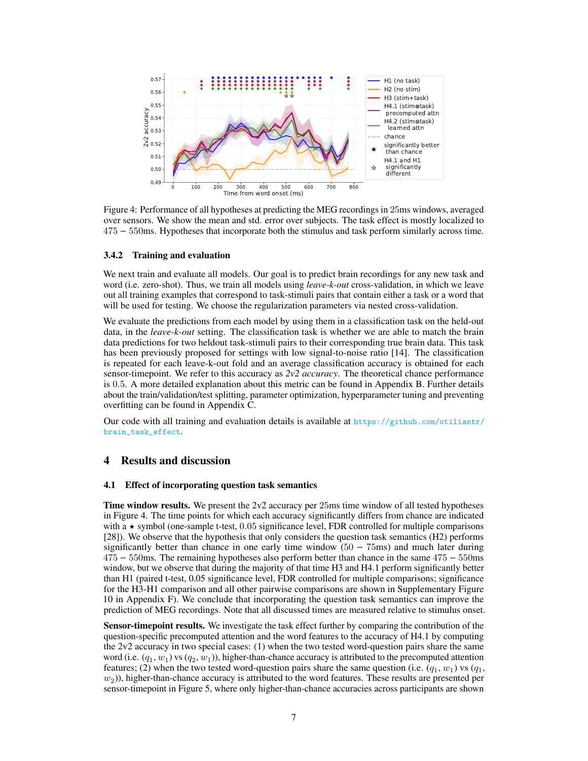Figure 4: Performance of all hypotheses at predicting the MEG recordings in 25ms windows, averaged over sensors. We show the mean and std. error over subjects. The task effect is mostly localized to $475 - 550$ms. Hypotheses that incorporate both the stimulus and task perform similarly across time.

### 3.4.2 Training and evaluation

We next train and evaluate all models. Our goal is to predict brain recordings for any new task and word (i.e. zero-shot). Thus, we train all models using *leave-k-out* cross-validation, in which we leave out all training examples that correspond to task-stimuli pairs that contain either a task or a word that will be used for testing. We choose the regularization parameters via nested cross-validation.

We evaluate the predictions from each model by using them in a classification task on the held-out data, in the *leave-k-out* setting. The classification task is whether we are able to match the brain data predictions for two heldout task-stimuli pairs to their corresponding true brain data. This task has been previously proposed for settings with low signal-to-noise ratio [14]. The classification is repeated for each leave-k-out fold and an average classification accuracy is obtained for each sensor-timepoint. We refer to this accuracy as *2v2 accuracy*. The theoretical chance performance is 0.5. A more detailed explanation about this metric can be found in Appendix B. Further details about the train/validation/test splitting, parameter optimization, hyperparameter tuning and preventing overfitting can be found in Appendix C.

Our code with all training and evaluation details is available at https://github.com/otiliastr/brain_task_effect.

## 4 Results and discussion

### 4.1 Effect of incorporating question task semantics

**Time window results.** We present the 2v2 accuracy per 25ms time window of all tested hypotheses in Figure 4. The time points for which each accuracy significantly differs from chance are indicated with a ⋆ symbol (one-sample t-test, 0.05 significance level, FDR controlled for multiple comparisons [28]). We observe that the hypothesis that only considers the question task semantics (H2) performs significantly better than chance in one early time window ($50 - 75$ms) and much later during $475 - 550$ms. The remaining hypotheses also perform better than chance in the same $475 - 550$ms window, but we observe that during the majority of that time H3 and H4.1 perform significantly better than H1 (paired t-test, 0.05 significance level, FDR controlled for multiple comparisons; significance for the H3-H1 comparison and all other pairwise comparisons are shown in Supplementary Figure 10 in Appendix F). We conclude that incorporating the question task semantics can improve the prediction of MEG recordings. Note that all discussed times are measured relative to stimulus onset.

**Sensor-timepoint results.** We investigate the task effect further by comparing the contribution of the question-specific precomputed attention and the word features to the accuracy of H4.1 by computing the 2v2 accuracy in two special cases: (1) when the two tested word-question pairs share the same word (i.e. ($q_1$, $w_1$) vs ($q_2$, $w_1$)), higher-than-chance accuracy is attributed to the precomputed attention features; (2) when the two tested word-question pairs share the same question (i.e. ($q_1$, $w_1$) vs ($q_1$, $w_2$)), higher-than-chance accuracy is attributed to the word features. These results are presented per sensor-timepoint in Figure 5, where only higher-than-chance accuracies across participants are shown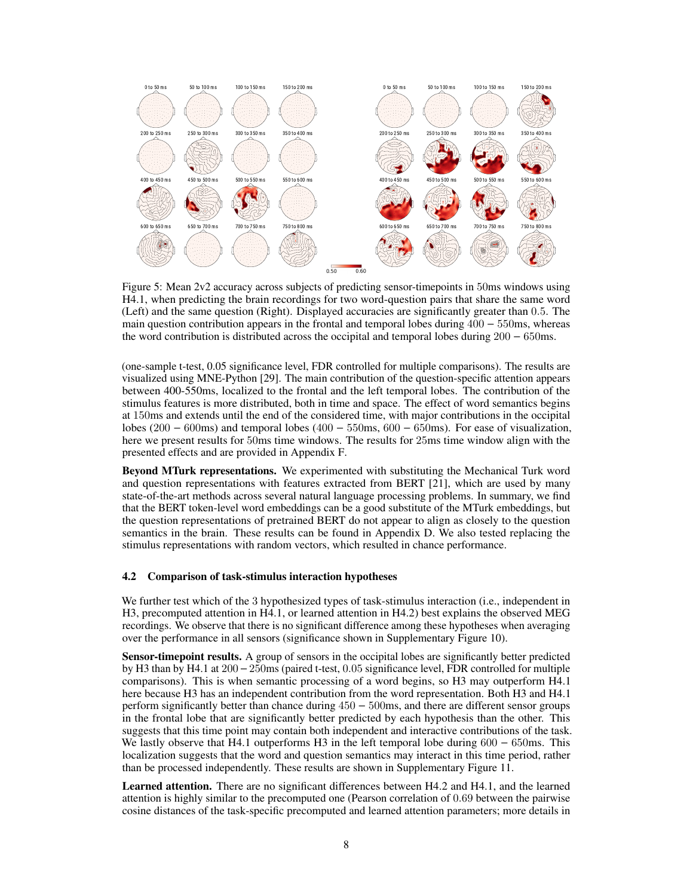Figure 5: Mean 2v2 accuracy across subjects of predicting sensor-timepoints in 50ms windows using H4.1, when predicting the brain recordings for two word-question pairs that share the same word (Left) and the same question (Right). Displayed accuracies are significantly greater than 0.5. The main question contribution appears in the frontal and temporal lobes during $400-550$ms, whereas the word contribution is distributed across the occipital and temporal lobes during $200-650$ms.

(one-sample t-test, 0.05 significance level, FDR controlled for multiple comparisons). The results are visualized using MNE-Python [29]. The main contribution of the question-specific attention appears between 400-550ms, localized to the frontal and the left temporal lobes. The contribution of the stimulus features is more distributed, both in time and space. The effect of word semantics begins at 150ms and extends until the end of the considered time, with major contributions in the occipital lobes ($200-600$ms) and temporal lobes ($400-550$ms, $600-650$ms). For ease of visualization, here we present results for 50ms time windows. The results for 25ms time window align with the presented effects and are provided in Appendix F.

**Beyond MTurk representations.** We experimented with substituting the Mechanical Turk word and question representations with features extracted from BERT [21], which are used by many state-of-the-art methods across several natural language processing problems. In summary, we find that the BERT token-level word embeddings can be a good substitute of the MTurk embeddings, but the question representations of pretrained BERT do not appear to align as closely to the question semantics in the brain. These results can be found in Appendix D. We also tested replacing the stimulus representations with random vectors, which resulted in chance performance.

### 4.2 Comparison of task-stimulus interaction hypotheses

We further test which of the 3 hypothesized types of task-stimulus interaction (i.e., independent in H3, precomputed attention in H4.1, or learned attention in H4.2) best explains the observed MEG recordings. We observe that there is no significant difference among these hypotheses when averaging over the performance in all sensors (significance shown in Supplementary Figure 10).

**Sensor-timepoint results.** A group of sensors in the occipital lobes are significantly better predicted by H3 than by H4.1 at $200-250$ms (paired t-test, 0.05 significance level, FDR controlled for multiple comparisons). This is when semantic processing of a word begins, so H3 may outperform H4.1 here because H3 has an independent contribution from the word representation. Both H3 and H4.1 perform significantly better than chance during $450-500$ms, and there are different sensor groups in the frontal lobe that are significantly better predicted by each hypothesis than the other. This suggests that this time point may contain both independent and interactive contributions of the task. We lastly observe that H4.1 outperforms H3 in the left temporal lobe during $600-650$ms. This localization suggests that the word and question semantics may interact in this time period, rather than be processed independently. These results are shown in Supplementary Figure 11.

**Learned attention.** There are no significant differences between H4.2 and H4.1, and the learned attention is highly similar to the precomputed one (Pearson correlation of 0.69 between the pairwise cosine distances of the task-specific precomputed and learned attention parameters; more details in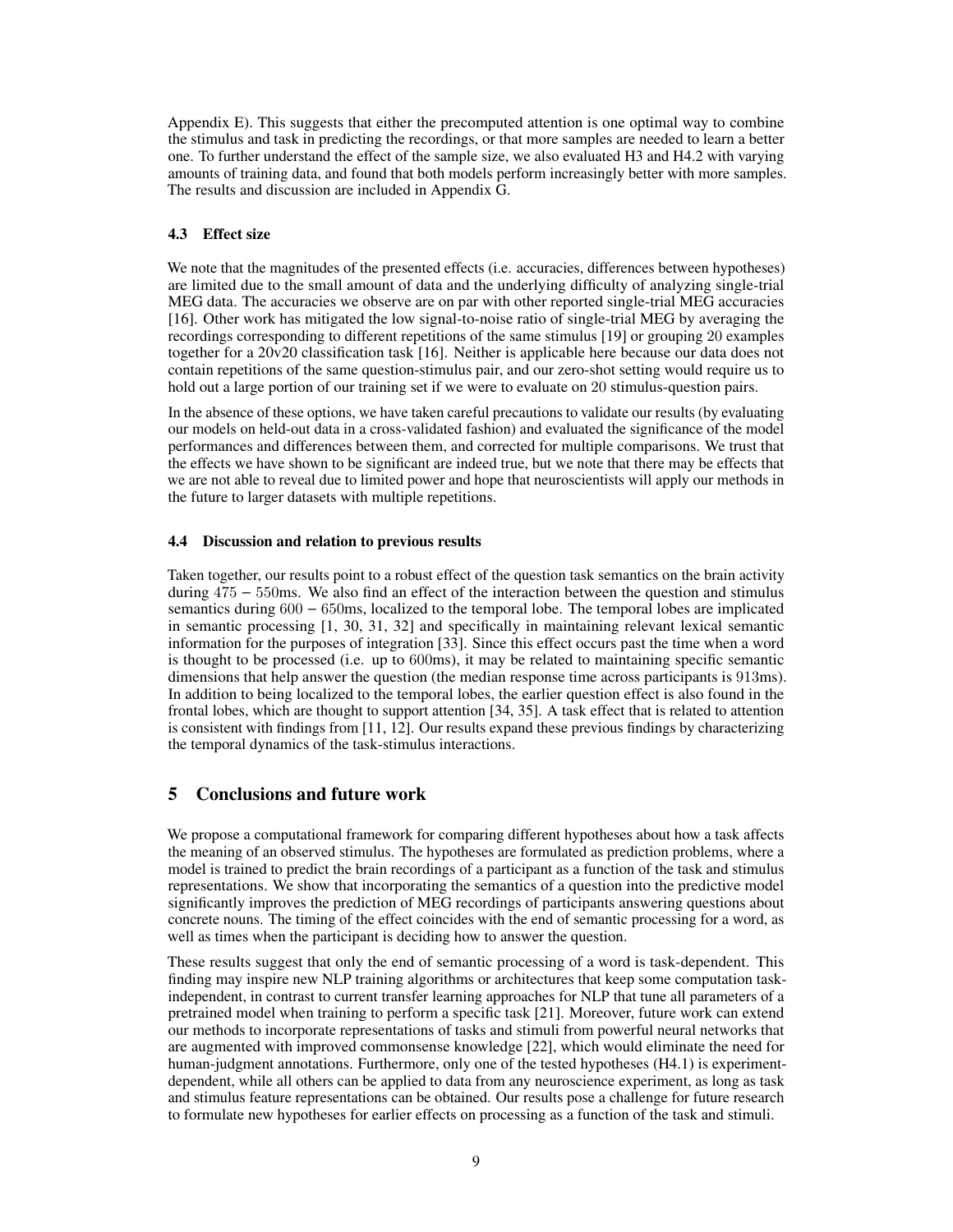Appendix E). This suggests that either the precomputed attention is one optimal way to combine the stimulus and task in predicting the recordings, or that more samples are needed to learn a better one. To further understand the effect of the sample size, we also evaluated H3 and H4.2 with varying amounts of training data, and found that both models perform increasingly better with more samples. The results and discussion are included in Appendix G.

### 4.3 Effect size

We note that the magnitudes of the presented effects (i.e. accuracies, differences between hypotheses) are limited due to the small amount of data and the underlying difficulty of analyzing single-trial MEG data. The accuracies we observe are on par with other reported single-trial MEG accuracies [16]. Other work has mitigated the low signal-to-noise ratio of single-trial MEG by averaging the recordings corresponding to different repetitions of the same stimulus [19] or grouping 20 examples together for a 20v20 classification task [16]. Neither is applicable here because our data does not contain repetitions of the same question-stimulus pair, and our zero-shot setting would require us to hold out a large portion of our training set if we were to evaluate on 20 stimulus-question pairs.

In the absence of these options, we have taken careful precautions to validate our results (by evaluating our models on held-out data in a cross-validated fashion) and evaluated the significance of the model performances and differences between them, and corrected for multiple comparisons. We trust that the effects we have shown to be significant are indeed true, but we note that there may be effects that we are not able to reveal due to limited power and hope that neuroscientists will apply our methods in the future to larger datasets with multiple repetitions.

### 4.4 Discussion and relation to previous results

Taken together, our results point to a robust effect of the question task semantics on the brain activity during $475 - 550$ms. We also find an effect of the interaction between the question and stimulus semantics during $600 - 650$ms, localized to the temporal lobe. The temporal lobes are implicated in semantic processing [1, 30, 31, 32] and specifically in maintaining relevant lexical semantic information for the purposes of integration [33]. Since this effect occurs past the time when a word is thought to be processed (i.e. up to $600$ms), it may be related to maintaining specific semantic dimensions that help answer the question (the median response time across participants is $913$ms). In addition to being localized to the temporal lobes, the earlier question effect is also found in the frontal lobes, which are thought to support attention [34, 35]. A task effect that is related to attention is consistent with findings from [11, 12]. Our results expand these previous findings by characterizing the temporal dynamics of the task-stimulus interactions.

## 5 Conclusions and future work

We propose a computational framework for comparing different hypotheses about how a task affects the meaning of an observed stimulus. The hypotheses are formulated as prediction problems, where a model is trained to predict the brain recordings of a participant as a function of the task and stimulus representations. We show that incorporating the semantics of a question into the predictive model significantly improves the prediction of MEG recordings of participants answering questions about concrete nouns. The timing of the effect coincides with the end of semantic processing for a word, as well as times when the participant is deciding how to answer the question.

These results suggest that only the end of semantic processing of a word is task-dependent. This finding may inspire new NLP training algorithms or architectures that keep some computation task-independent, in contrast to current transfer learning approaches for NLP that tune all parameters of a pretrained model when training to perform a specific task [21]. Moreover, future work can extend our methods to incorporate representations of tasks and stimuli from powerful neural networks that are augmented with improved commonsense knowledge [22], which would eliminate the need for human-judgment annotations. Furthermore, only one of the tested hypotheses (H4.1) is experiment-dependent, while all others can be applied to data from any neuroscience experiment, as long as task and stimulus feature representations can be obtained. Our results pose a challenge for future research to formulate new hypotheses for earlier effects on processing as a function of the task and stimuli.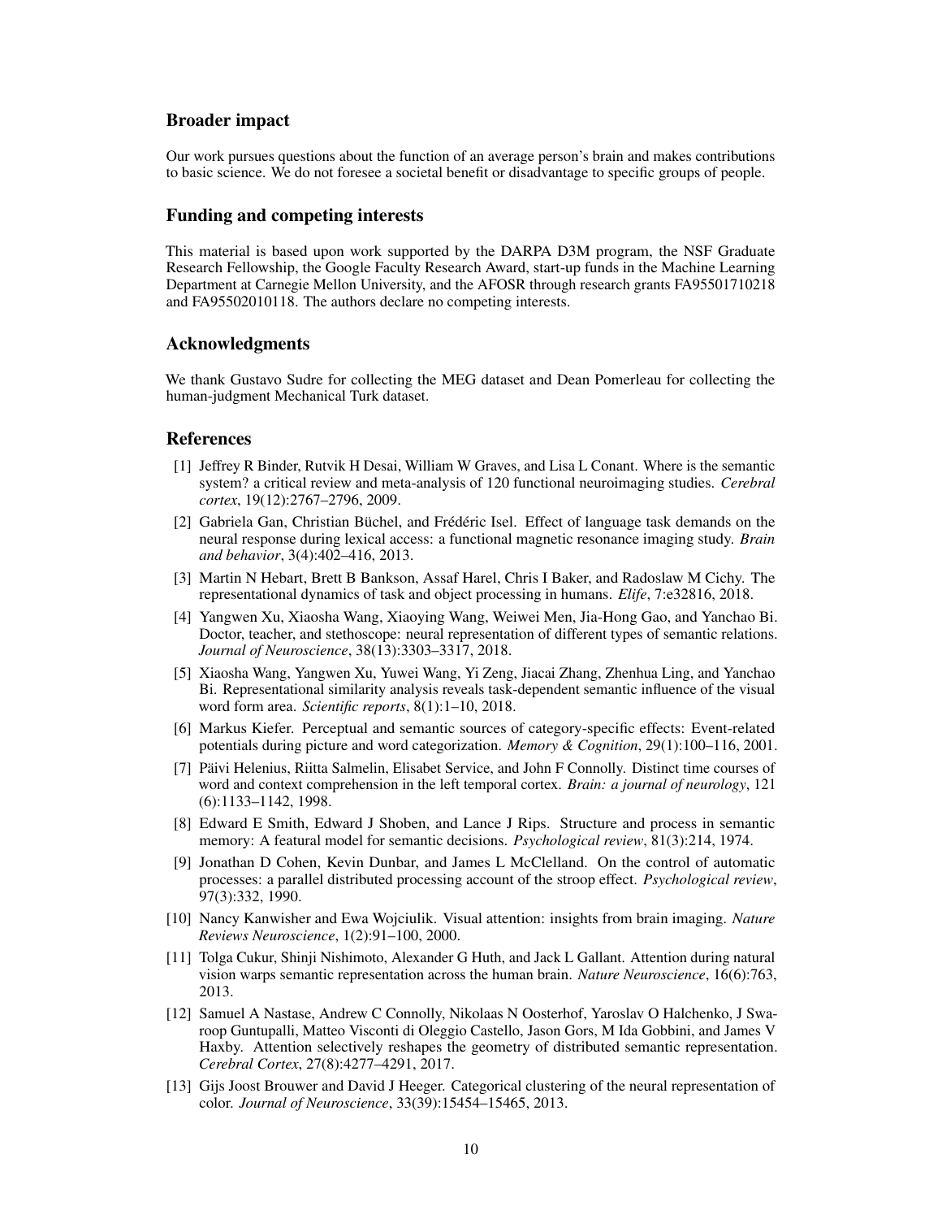## Broader impact

Our work pursues questions about the function of an average person's brain and makes contributions to basic science. We do not foresee a societal benefit or disadvantage to specific groups of people.

## Funding and competing interests

This material is based upon work supported by the DARPA D3M program, the NSF Graduate Research Fellowship, the Google Faculty Research Award, start-up funds in the Machine Learning Department at Carnegie Mellon University, and the AFOSR through research grants FA95501710218 and FA95502010118. The authors declare no competing interests.

## Acknowledgments

We thank Gustavo Sudre for collecting the MEG dataset and Dean Pomerleau for collecting the human-judgment Mechanical Turk dataset.

## References

[1] Jeffrey R Binder, Rutvik H Desai, William W Graves, and Lisa L Conant. Where is the semantic system? a critical review and meta-analysis of 120 functional neuroimaging studies. *Cerebral cortex*, 19(12):2767–2796, 2009.

[2] Gabriela Gan, Christian Büchel, and Frédéric Isel. Effect of language task demands on the neural response during lexical access: a functional magnetic resonance imaging study. *Brain and behavior*, 3(4):402–416, 2013.

[3] Martin N Hebart, Brett B Bankson, Assaf Harel, Chris I Baker, and Radoslaw M Cichy. The representational dynamics of task and object processing in humans. *Elife*, 7:e32816, 2018.

[4] Yangwen Xu, Xiaosha Wang, Xiaoying Wang, Weiwei Men, Jia-Hong Gao, and Yanchao Bi. Doctor, teacher, and stethoscope: neural representation of different types of semantic relations. *Journal of Neuroscience*, 38(13):3303–3317, 2018.

[5] Xiaosha Wang, Yangwen Xu, Yuwei Wang, Yi Zeng, Jiacai Zhang, Zhenhua Ling, and Yanchao Bi. Representational similarity analysis reveals task-dependent semantic influence of the visual word form area. *Scientific reports*, 8(1):1–10, 2018.

[6] Markus Kiefer. Perceptual and semantic sources of category-specific effects: Event-related potentials during picture and word categorization. *Memory & Cognition*, 29(1):100–116, 2001.

[7] Päivi Helenius, Riitta Salmelin, Elisabet Service, and John F Connolly. Distinct time courses of word and context comprehension in the left temporal cortex. *Brain: a journal of neurology*, 121 (6):1133–1142, 1998.

[8] Edward E Smith, Edward J Shoben, and Lance J Rips. Structure and process in semantic memory: A featural model for semantic decisions. *Psychological review*, 81(3):214, 1974.

[9] Jonathan D Cohen, Kevin Dunbar, and James L McClelland. On the control of automatic processes: a parallel distributed processing account of the stroop effect. *Psychological review*, 97(3):332, 1990.

[10] Nancy Kanwisher and Ewa Wojciulik. Visual attention: insights from brain imaging. *Nature Reviews Neuroscience*, 1(2):91–100, 2000.

[11] Tolga Cukur, Shinji Nishimoto, Alexander G Huth, and Jack L Gallant. Attention during natural vision warps semantic representation across the human brain. *Nature Neuroscience*, 16(6):763, 2013.

[12] Samuel A Nastase, Andrew C Connolly, Nikolaas N Oosterhof, Yaroslav O Halchenko, J Swaroop Guntupalli, Matteo Visconti di Oleggio Castello, Jason Gors, M Ida Gobbini, and James V Haxby. Attention selectively reshapes the geometry of distributed semantic representation. *Cerebral Cortex*, 27(8):4277–4291, 2017.

[13] Gijs Joost Brouwer and David J Heeger. Categorical clustering of the neural representation of color. *Journal of Neuroscience*, 33(39):15454–15465, 2013.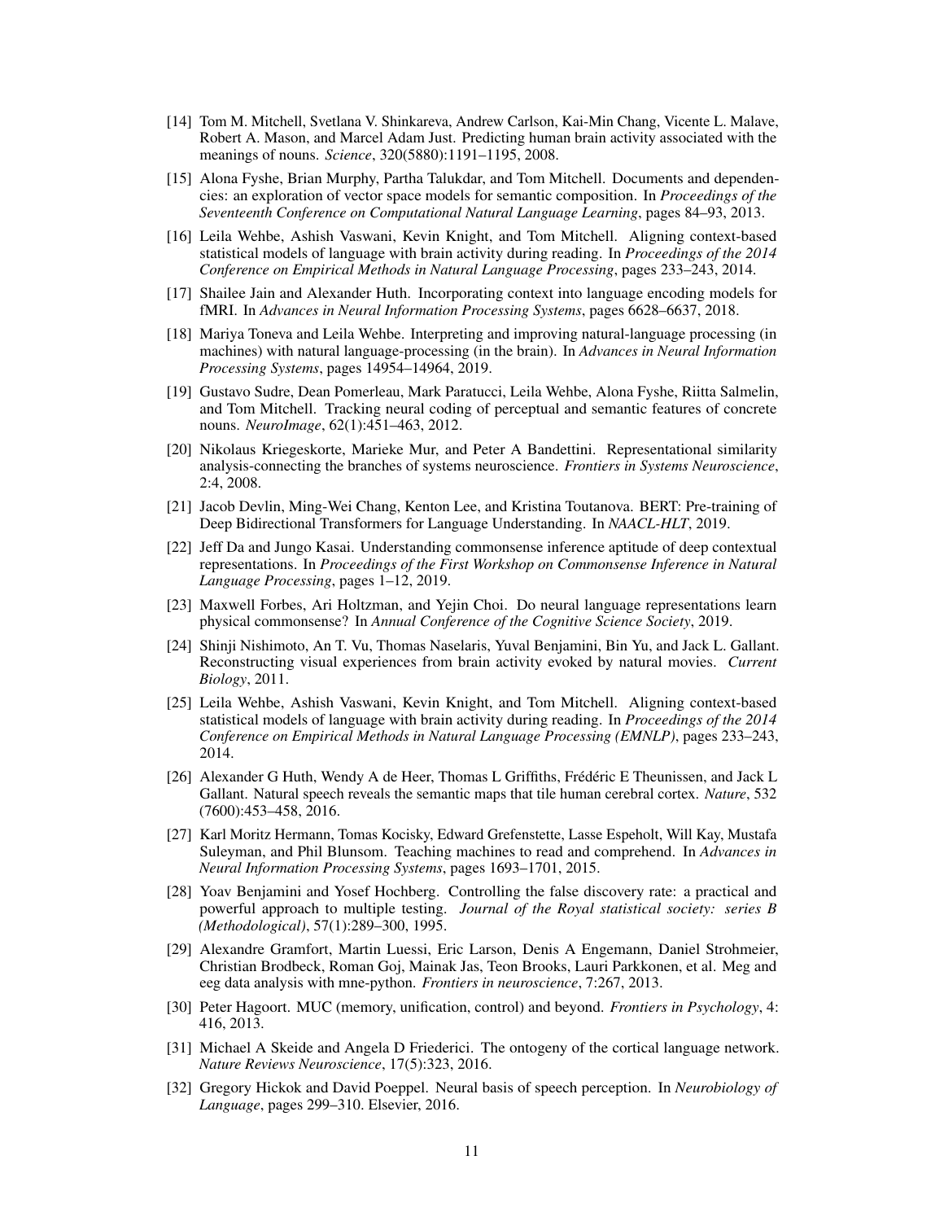[14] Tom M. Mitchell, Svetlana V. Shinkareva, Andrew Carlson, Kai-Min Chang, Vicente L. Malave, Robert A. Mason, and Marcel Adam Just. Predicting human brain activity associated with the meanings of nouns. *Science*, 320(5880):1191–1195, 2008.

[15] Alona Fyshe, Brian Murphy, Partha Talukdar, and Tom Mitchell. Documents and dependencies: an exploration of vector space models for semantic composition. In *Proceedings of the Seventeenth Conference on Computational Natural Language Learning*, pages 84–93, 2013.

[16] Leila Wehbe, Ashish Vaswani, Kevin Knight, and Tom Mitchell. Aligning context-based statistical models of language with brain activity during reading. In *Proceedings of the 2014 Conference on Empirical Methods in Natural Language Processing*, pages 233–243, 2014.

[17] Shailee Jain and Alexander Huth. Incorporating context into language encoding models for fMRI. In *Advances in Neural Information Processing Systems*, pages 6628–6637, 2018.

[18] Mariya Toneva and Leila Wehbe. Interpreting and improving natural-language processing (in machines) with natural language-processing (in the brain). In *Advances in Neural Information Processing Systems*, pages 14954–14964, 2019.

[19] Gustavo Sudre, Dean Pomerleau, Mark Paratucci, Leila Wehbe, Alona Fyshe, Riitta Salmelin, and Tom Mitchell. Tracking neural coding of perceptual and semantic features of concrete nouns. *NeuroImage*, 62(1):451–463, 2012.

[20] Nikolaus Kriegeskorte, Marieke Mur, and Peter A Bandettini. Representational similarity analysis-connecting the branches of systems neuroscience. *Frontiers in Systems Neuroscience*, 2:4, 2008.

[21] Jacob Devlin, Ming-Wei Chang, Kenton Lee, and Kristina Toutanova. BERT: Pre-training of Deep Bidirectional Transformers for Language Understanding. In *NAACL-HLT*, 2019.

[22] Jeff Da and Jungo Kasai. Understanding commonsense inference aptitude of deep contextual representations. In *Proceedings of the First Workshop on Commonsense Inference in Natural Language Processing*, pages 1–12, 2019.

[23] Maxwell Forbes, Ari Holtzman, and Yejin Choi. Do neural language representations learn physical commonsense? In *Annual Conference of the Cognitive Science Society*, 2019.

[24] Shinji Nishimoto, An T. Vu, Thomas Naselaris, Yuval Benjamini, Bin Yu, and Jack L. Gallant. Reconstructing visual experiences from brain activity evoked by natural movies. *Current Biology*, 2011.

[25] Leila Wehbe, Ashish Vaswani, Kevin Knight, and Tom Mitchell. Aligning context-based statistical models of language with brain activity during reading. In *Proceedings of the 2014 Conference on Empirical Methods in Natural Language Processing (EMNLP)*, pages 233–243, 2014.

[26] Alexander G Huth, Wendy A de Heer, Thomas L Griffiths, Frédéric E Theunissen, and Jack L Gallant. Natural speech reveals the semantic maps that tile human cerebral cortex. *Nature*, 532 (7600):453–458, 2016.

[27] Karl Moritz Hermann, Tomas Kocisky, Edward Grefenstette, Lasse Espeholt, Will Kay, Mustafa Suleyman, and Phil Blunsom. Teaching machines to read and comprehend. In *Advances in Neural Information Processing Systems*, pages 1693–1701, 2015.

[28] Yoav Benjamini and Yosef Hochberg. Controlling the false discovery rate: a practical and powerful approach to multiple testing. *Journal of the Royal statistical society: series B (Methodological)*, 57(1):289–300, 1995.

[29] Alexandre Gramfort, Martin Luessi, Eric Larson, Denis A Engemann, Daniel Strohmeier, Christian Brodbeck, Roman Goj, Mainak Jas, Teon Brooks, Lauri Parkkonen, et al. Meg and eeg data analysis with mne-python. *Frontiers in neuroscience*, 7:267, 2013.

[30] Peter Hagoort. MUC (memory, unification, control) and beyond. *Frontiers in Psychology*, 4: 416, 2013.

[31] Michael A Skeide and Angela D Friederici. The ontogeny of the cortical language network. *Nature Reviews Neuroscience*, 17(5):323, 2016.

[32] Gregory Hickok and David Poeppel. Neural basis of speech perception. In *Neurobiology of Language*, pages 299–310. Elsevier, 2016.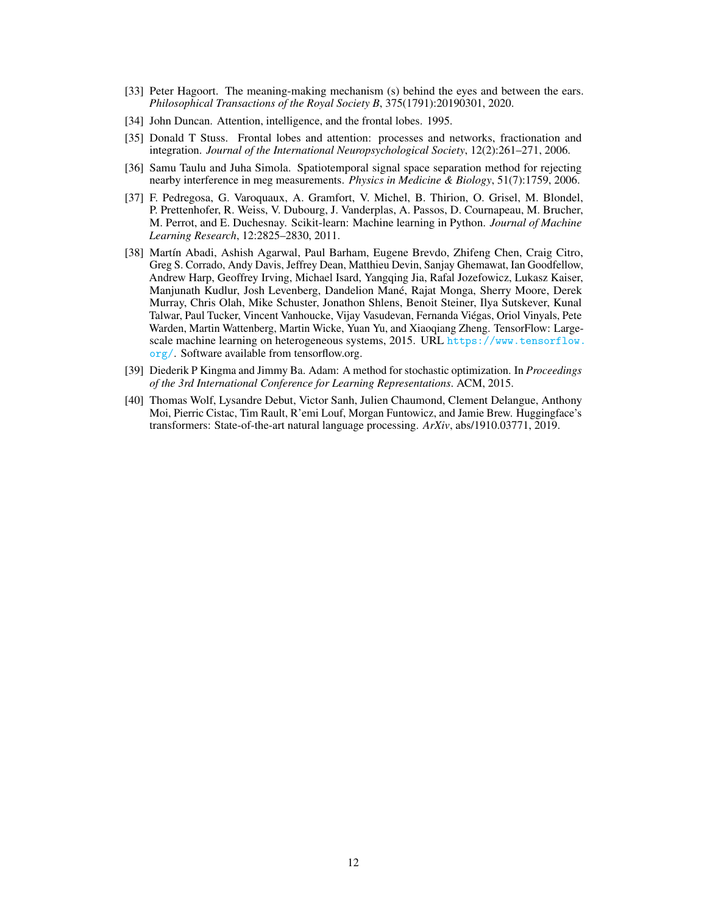[33] Peter Hagoort. The meaning-making mechanism (s) behind the eyes and between the ears. *Philosophical Transactions of the Royal Society B*, 375(1791):20190301, 2020.

[34] John Duncan. Attention, intelligence, and the frontal lobes. 1995.

[35] Donald T Stuss. Frontal lobes and attention: processes and networks, fractionation and integration. *Journal of the International Neuropsychological Society*, 12(2):261–271, 2006.

[36] Samu Taulu and Juha Simola. Spatiotemporal signal space separation method for rejecting nearby interference in meg measurements. *Physics in Medicine & Biology*, 51(7):1759, 2006.

[37] F. Pedregosa, G. Varoquaux, A. Gramfort, V. Michel, B. Thirion, O. Grisel, M. Blondel, P. Prettenhofer, R. Weiss, V. Dubourg, J. Vanderplas, A. Passos, D. Cournapeau, M. Brucher, M. Perrot, and E. Duchesnay. Scikit-learn: Machine learning in Python. *Journal of Machine Learning Research*, 12:2825–2830, 2011.

[38] Martín Abadi, Ashish Agarwal, Paul Barham, Eugene Brevdo, Zhifeng Chen, Craig Citro, Greg S. Corrado, Andy Davis, Jeffrey Dean, Matthieu Devin, Sanjay Ghemawat, Ian Goodfellow, Andrew Harp, Geoffrey Irving, Michael Isard, Yangqing Jia, Rafal Jozefowicz, Lukasz Kaiser, Manjunath Kudlur, Josh Levenberg, Dandelion Mané, Rajat Monga, Sherry Moore, Derek Murray, Chris Olah, Mike Schuster, Jonathon Shlens, Benoit Steiner, Ilya Sutskever, Kunal Talwar, Paul Tucker, Vincent Vanhoucke, Vijay Vasudevan, Fernanda Viégas, Oriol Vinyals, Pete Warden, Martin Wattenberg, Martin Wicke, Yuan Yu, and Xiaoqiang Zheng. TensorFlow: Large-scale machine learning on heterogeneous systems, 2015. URL https://www.tensorflow.org/. Software available from tensorflow.org.

[39] Diederik P Kingma and Jimmy Ba. Adam: A method for stochastic optimization. In *Proceedings of the 3rd International Conference for Learning Representations*. ACM, 2015.

[40] Thomas Wolf, Lysandre Debut, Victor Sanh, Julien Chaumond, Clement Delangue, Anthony Moi, Pierric Cistac, Tim Rault, R'emi Louf, Morgan Funtowicz, and Jamie Brew. Huggingface's transformers: State-of-the-art natural language processing. *ArXiv*, abs/1910.03771, 2019.